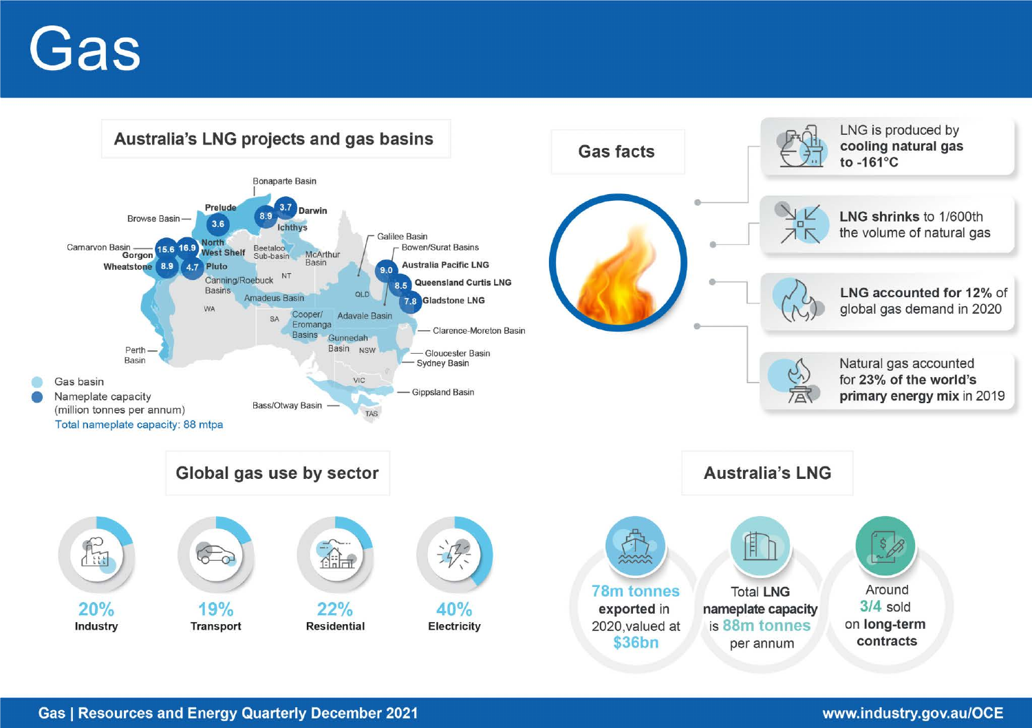# Gas

## Australia's LNG projects and gas basins

Bonaparte Basin

Browse Basin — Prelude 3.6

8.9 / 3.7 Darwin

Ichthys

Carnarvon Basin — Gorgon 15.6, 16.9 North West Shelf

Wheatstone 8.9, 4.7 Pluto

Beetaloo Sub-basin

McArthur Basin

Canning/Roebuck Basins

NT

Amadeus Basin

WA

SA

Cooper/ Eromanga Basins

Adavale Basin

QLD

Galilee Basin

Bowen/Surat Basins

9.0 Australia Pacific LNG

8.5 Queensland Curtis LNG

7.8 Gladstone LNG

Clarence-Moreton Basin

Gunnedah Basin

NSW

Gloucester Basin

Sydney Basin

Perth Basin

VIC

Gippsland Basin

Bass/Otway Basin

TAS

- Gas basin
- Nameplate capacity (million tonnes per annum)

Total nameplate capacity: 88 mtpa

## Gas facts

- LNG is produced by **cooling natural gas to -161°C**
- **LNG shrinks** to 1/600th the volume of natural gas
- **LNG accounted for 12%** of global gas demand in 2020
- Natural gas accounted for **23% of the world's primary energy mix** in 2019

## Global gas use by sector

| Sector | Share |
|---|---|
| Industry | 20% |
| Transport | 19% |
| Residential | 22% |
| Electricity | 40% |

## Australia's LNG

- **78m tonnes exported** in 2020, valued at **$36bn**
- Total **LNG nameplate capacity** is **88m tonnes** per annum
- Around **3/4** sold on **long-term contracts**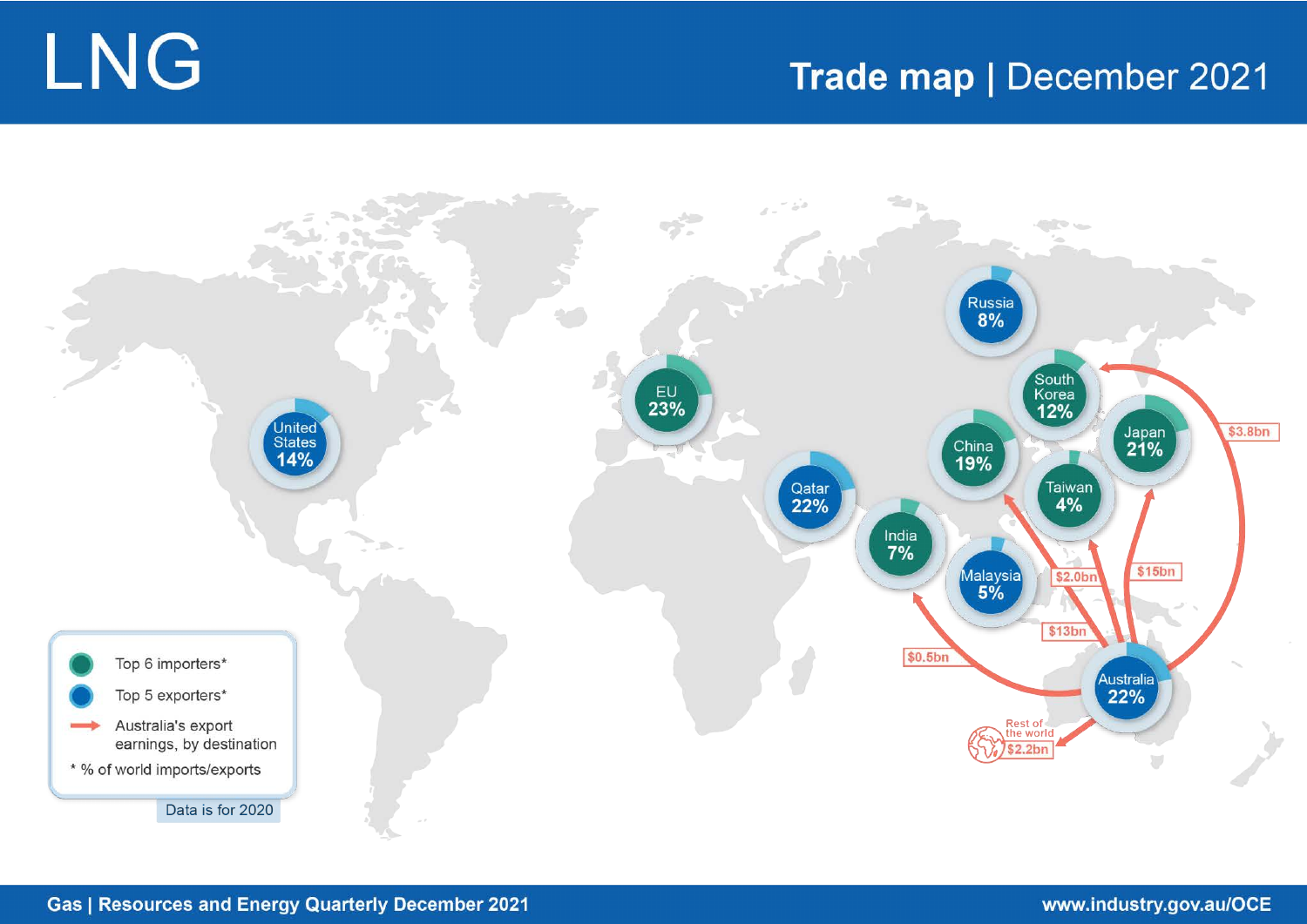# LNG

## Trade map | December 2021

| Country | Role | % of world imports/exports |
|---|---|---|
| EU | Top 6 importer | 23% |
| Japan | Top 6 importer | 21% |
| China | Top 6 importer | 19% |
| South Korea | Top 6 importer | 12% |
| India | Top 6 importer | 7% |
| Taiwan | Top 6 importer | 4% |
| Australia | Top 5 exporter | 22% |
| Qatar | Top 5 exporter | 22% |
| United States | Top 5 exporter | 14% |
| Russia | Top 5 exporter | 8% |
| Malaysia | Top 5 exporter | 5% |

Australia's export earnings, by destination:

| Destination | Earnings |
|---|---|
| Japan | $15bn |
| China | $13bn |
| South Korea | $3.8bn |
| Taiwan | $2.0bn |
| India | $0.5bn |
| Rest of the world | $2.2bn |

- Top 6 importers*
- Top 5 exporters*
- Australia's export earnings, by destination

\* % of world imports/exports

Data is for 2020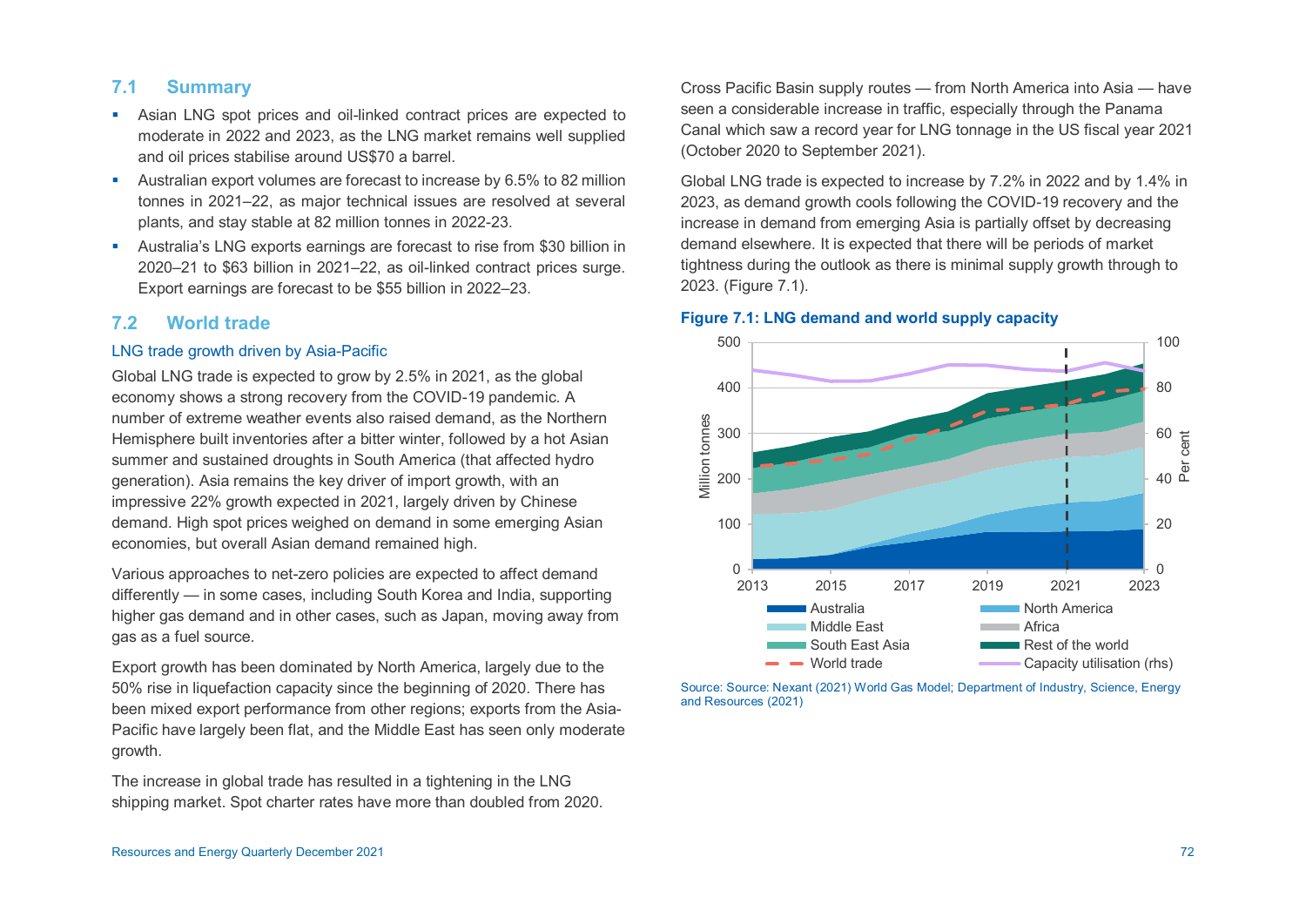## 7.1 Summary

- Asian LNG spot prices and oil-linked contract prices are expected to moderate in 2022 and 2023, as the LNG market remains well supplied and oil prices stabilise around US$70 a barrel.
- Australian export volumes are forecast to increase by 6.5% to 82 million tonnes in 2021–22, as major technical issues are resolved at several plants, and stay stable at 82 million tonnes in 2022-23.
- Australia's LNG exports earnings are forecast to rise from $30 billion in 2020–21 to $63 billion in 2021–22, as oil-linked contract prices surge. Export earnings are forecast to be $55 billion in 2022–23.

## 7.2 World trade

### LNG trade growth driven by Asia-Pacific

Global LNG trade is expected to grow by 2.5% in 2021, as the global economy shows a strong recovery from the COVID-19 pandemic. A number of extreme weather events also raised demand, as the Northern Hemisphere built inventories after a bitter winter, followed by a hot Asian summer and sustained droughts in South America (that affected hydro generation). Asia remains the key driver of import growth, with an impressive 22% growth expected in 2021, largely driven by Chinese demand. High spot prices weighed on demand in some emerging Asian economies, but overall Asian demand remained high.

Various approaches to net-zero policies are expected to affect demand differently — in some cases, including South Korea and India, supporting higher gas demand and in other cases, such as Japan, moving away from gas as a fuel source.

Export growth has been dominated by North America, largely due to the 50% rise in liquefaction capacity since the beginning of 2020. There has been mixed export performance from other regions; exports from the Asia-Pacific have largely been flat, and the Middle East has seen only moderate growth.

The increase in global trade has resulted in a tightening in the LNG shipping market. Spot charter rates have more than doubled from 2020.

Cross Pacific Basin supply routes — from North America into Asia — have seen a considerable increase in traffic, especially through the Panama Canal which saw a record year for LNG tonnage in the US fiscal year 2021 (October 2020 to September 2021).

Global LNG trade is expected to increase by 7.2% in 2022 and by 1.4% in 2023, as demand growth cools following the COVID-19 recovery and the increase in demand from emerging Asia is partially offset by decreasing demand elsewhere. It is expected that there will be periods of market tightness during the outlook as there is minimal supply growth through to 2023. (Figure 7.1).

**Figure 7.1: LNG demand and world supply capacity**

Source: Source: Nexant (2021) World Gas Model; Department of Industry, Science, Energy and Resources (2021)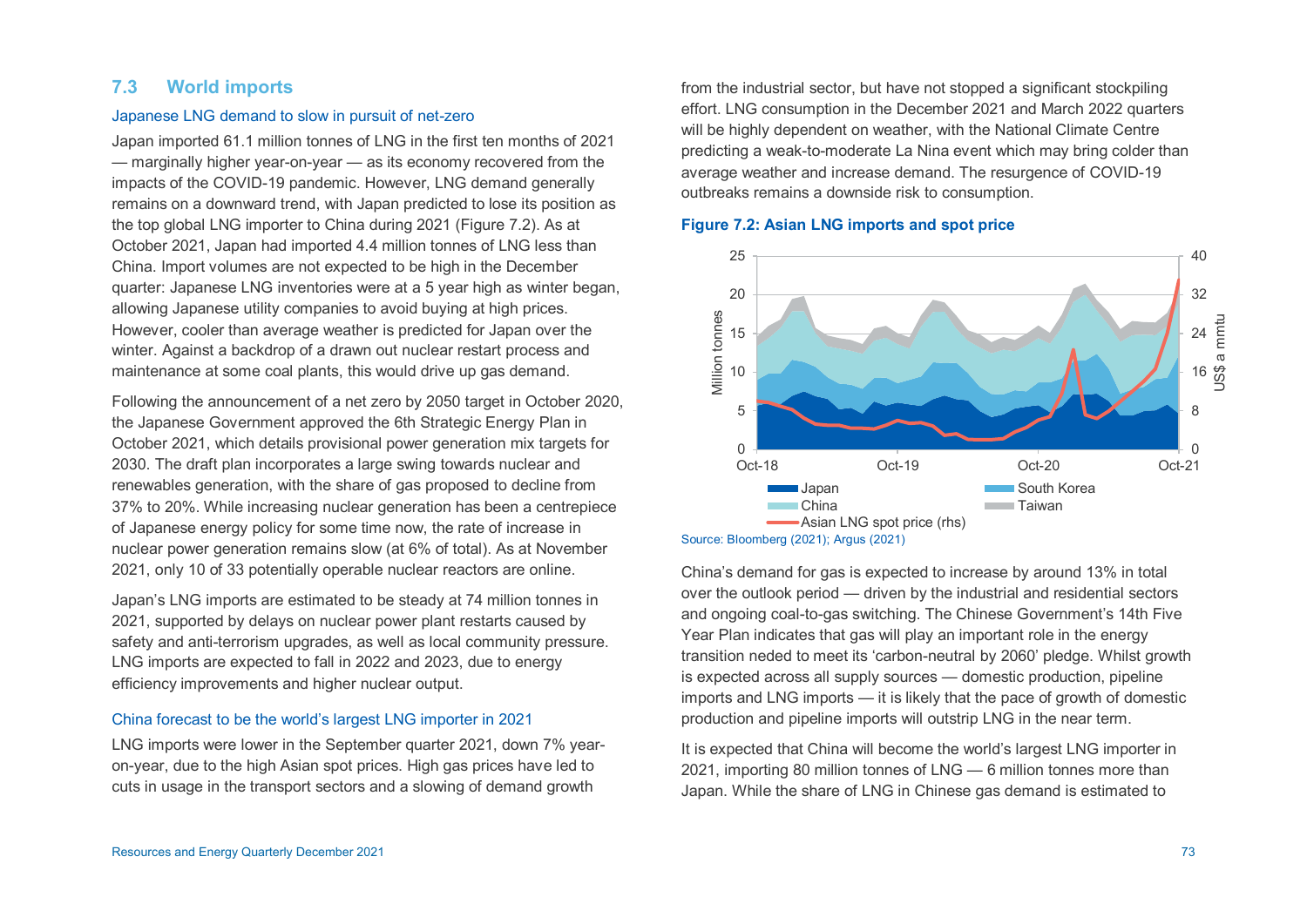## 7.3 World imports

### Japanese LNG demand to slow in pursuit of net-zero

Japan imported 61.1 million tonnes of LNG in the first ten months of 2021 — marginally higher year-on-year — as its economy recovered from the impacts of the COVID-19 pandemic. However, LNG demand generally remains on a downward trend, with Japan predicted to lose its position as the top global LNG importer to China during 2021 (Figure 7.2). As at October 2021, Japan had imported 4.4 million tonnes of LNG less than China. Import volumes are not expected to be high in the December quarter: Japanese LNG inventories were at a 5 year high as winter began, allowing Japanese utility companies to avoid buying at high prices. However, cooler than average weather is predicted for Japan over the winter. Against a backdrop of a drawn out nuclear restart process and maintenance at some coal plants, this would drive up gas demand.

Following the announcement of a net zero by 2050 target in October 2020, the Japanese Government approved the 6th Strategic Energy Plan in October 2021, which details provisional power generation mix targets for 2030. The draft plan incorporates a large swing towards nuclear and renewables generation, with the share of gas proposed to decline from 37% to 20%. While increasing nuclear generation has been a centrepiece of Japanese energy policy for some time now, the rate of increase in nuclear power generation remains slow (at 6% of total). As at November 2021, only 10 of 33 potentially operable nuclear reactors are online.

Japan's LNG imports are estimated to be steady at 74 million tonnes in 2021, supported by delays on nuclear power plant restarts caused by safety and anti-terrorism upgrades, as well as local community pressure. LNG imports are expected to fall in 2022 and 2023, due to energy efficiency improvements and higher nuclear output.

### China forecast to be the world's largest LNG importer in 2021

LNG imports were lower in the September quarter 2021, down 7% year-on-year, due to the high Asian spot prices. High gas prices have led to cuts in usage in the transport sectors and a slowing of demand growth from the industrial sector, but have not stopped a significant stockpiling effort. LNG consumption in the December 2021 and March 2022 quarters will be highly dependent on weather, with the National Climate Centre predicting a weak-to-moderate La Nina event which may bring colder than average weather and increase demand. The resurgence of COVID-19 outbreaks remains a downside risk to consumption.

**Figure 7.2: Asian LNG imports and spot price**

Source: Bloomberg (2021); Argus (2021)

China's demand for gas is expected to increase by around 13% in total over the outlook period — driven by the industrial and residential sectors and ongoing coal-to-gas switching. The Chinese Government's 14th Five Year Plan indicates that gas will play an important role in the energy transition neded to meet its 'carbon-neutral by 2060' pledge. Whilst growth is expected across all supply sources — domestic production, pipeline imports and LNG imports — it is likely that the pace of growth of domestic production and pipeline imports will outstrip LNG in the near term.

It is expected that China will become the world's largest LNG importer in 2021, importing 80 million tonnes of LNG — 6 million tonnes more than Japan. While the share of LNG in Chinese gas demand is estimated to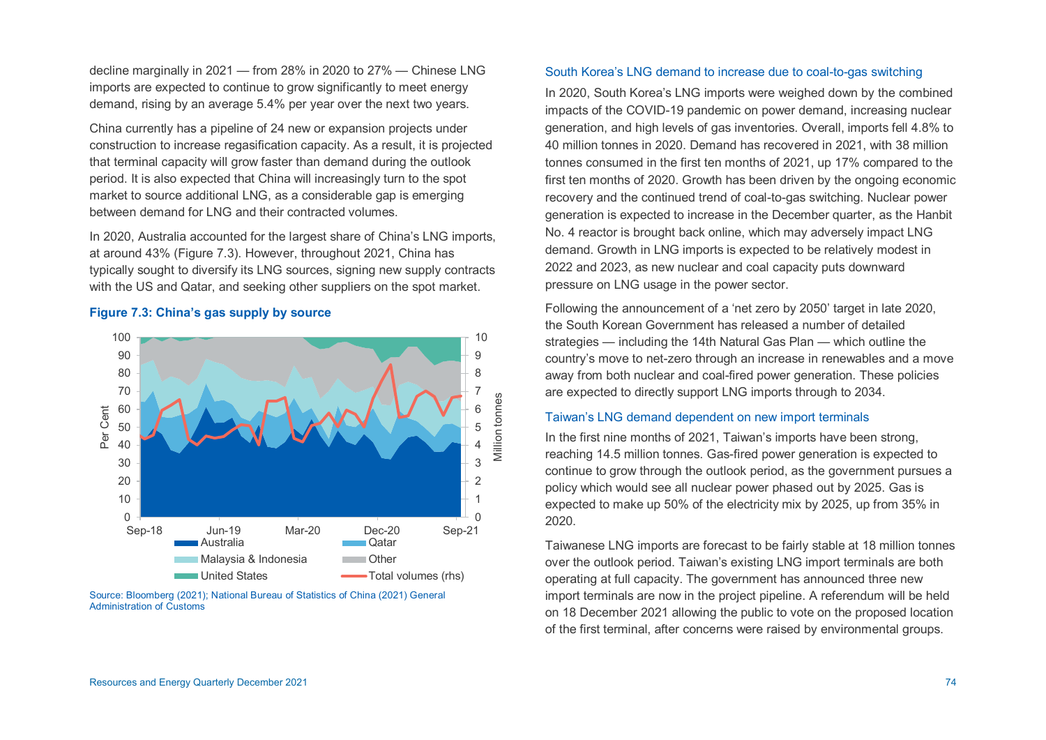decline marginally in 2021 — from 28% in 2020 to 27% — Chinese LNG imports are expected to continue to grow significantly to meet energy demand, rising by an average 5.4% per year over the next two years.

China currently has a pipeline of 24 new or expansion projects under construction to increase regasification capacity. As a result, it is projected that terminal capacity will grow faster than demand during the outlook period. It is also expected that China will increasingly turn to the spot market to source additional LNG, as a considerable gap is emerging between demand for LNG and their contracted volumes.

In 2020, Australia accounted for the largest share of China's LNG imports, at around 43% (Figure 7.3). However, throughout 2021, China has typically sought to diversify its LNG sources, signing new supply contracts with the US and Qatar, and seeking other suppliers on the spot market.

**Figure 7.3: China's gas supply by source**

Source: Bloomberg (2021); National Bureau of Statistics of China (2021) General Administration of Customs

### South Korea's LNG demand to increase due to coal-to-gas switching

In 2020, South Korea's LNG imports were weighed down by the combined impacts of the COVID-19 pandemic on power demand, increasing nuclear generation, and high levels of gas inventories. Overall, imports fell 4.8% to 40 million tonnes in 2020. Demand has recovered in 2021, with 38 million tonnes consumed in the first ten months of 2021, up 17% compared to the first ten months of 2020. Growth has been driven by the ongoing economic recovery and the continued trend of coal-to-gas switching. Nuclear power generation is expected to increase in the December quarter, as the Hanbit No. 4 reactor is brought back online, which may adversely impact LNG demand. Growth in LNG imports is expected to be relatively modest in 2022 and 2023, as new nuclear and coal capacity puts downward pressure on LNG usage in the power sector.

Following the announcement of a 'net zero by 2050' target in late 2020, the South Korean Government has released a number of detailed strategies — including the 14th Natural Gas Plan — which outline the country's move to net-zero through an increase in renewables and a move away from both nuclear and coal-fired power generation. These policies are expected to directly support LNG imports through to 2034.

### Taiwan's LNG demand dependent on new import terminals

In the first nine months of 2021, Taiwan's imports have been strong, reaching 14.5 million tonnes. Gas-fired power generation is expected to continue to grow through the outlook period, as the government pursues a policy which would see all nuclear power phased out by 2025. Gas is expected to make up 50% of the electricity mix by 2025, up from 35% in 2020.

Taiwanese LNG imports are forecast to be fairly stable at 18 million tonnes over the outlook period. Taiwan's existing LNG import terminals are both operating at full capacity. The government has announced three new import terminals are now in the project pipeline. A referendum will be held on 18 December 2021 allowing the public to vote on the proposed location of the first terminal, after concerns were raised by environmental groups.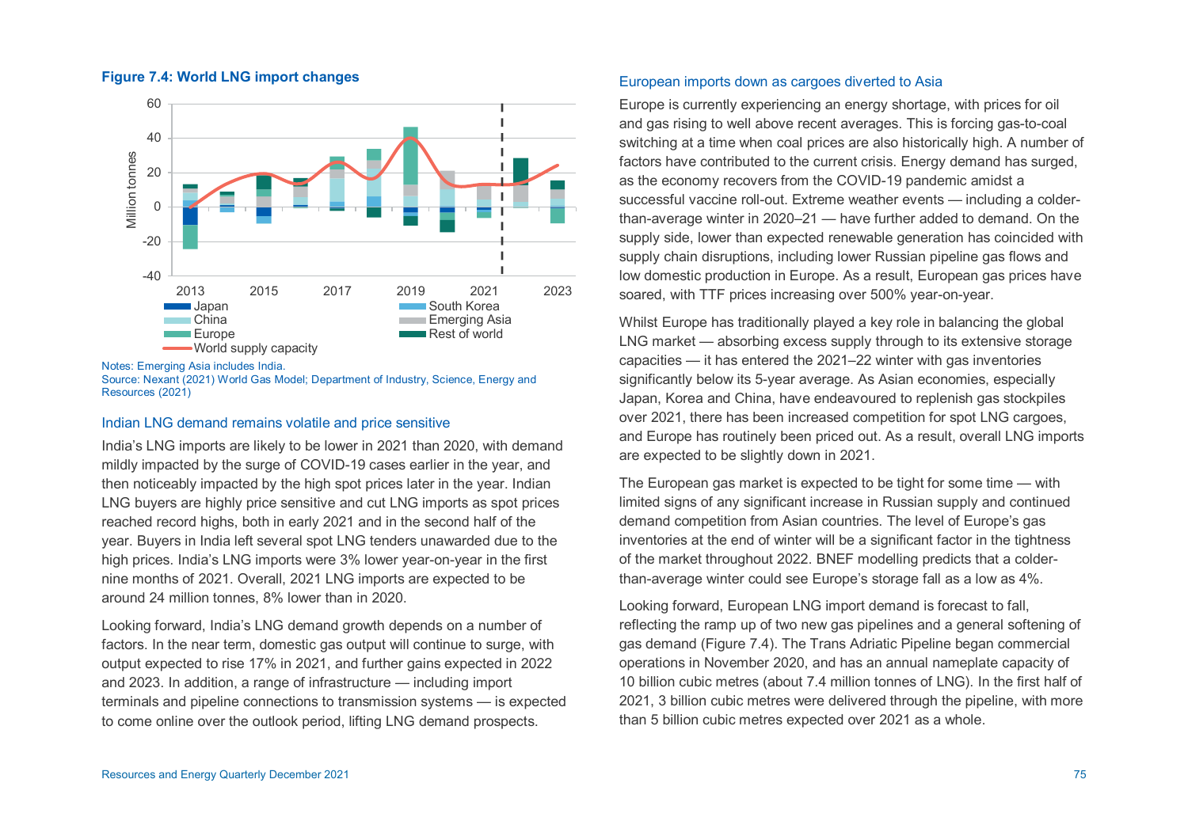**Figure 7.4: World LNG import changes**

Notes: Emerging Asia includes India.
Source: Nexant (2021) World Gas Model; Department of Industry, Science, Energy and Resources (2021)

### Indian LNG demand remains volatile and price sensitive

India's LNG imports are likely to be lower in 2021 than 2020, with demand mildly impacted by the surge of COVID-19 cases earlier in the year, and then noticeably impacted by the high spot prices later in the year. Indian LNG buyers are highly price sensitive and cut LNG imports as spot prices reached record highs, both in early 2021 and in the second half of the year. Buyers in India left several spot LNG tenders unawarded due to the high prices. India's LNG imports were 3% lower year-on-year in the first nine months of 2021. Overall, 2021 LNG imports are expected to be around 24 million tonnes, 8% lower than in 2020.

Looking forward, India's LNG demand growth depends on a number of factors. In the near term, domestic gas output will continue to surge, with output expected to rise 17% in 2021, and further gains expected in 2022 and 2023. In addition, a range of infrastructure — including import terminals and pipeline connections to transmission systems — is expected to come online over the outlook period, lifting LNG demand prospects.

### European imports down as cargoes diverted to Asia

Europe is currently experiencing an energy shortage, with prices for oil and gas rising to well above recent averages. This is forcing gas-to-coal switching at a time when coal prices are also historically high. A number of factors have contributed to the current crisis. Energy demand has surged, as the economy recovers from the COVID-19 pandemic amidst a successful vaccine roll-out. Extreme weather events — including a colder-than-average winter in 2020–21 — have further added to demand. On the supply side, lower than expected renewable generation has coincided with supply chain disruptions, including lower Russian pipeline gas flows and low domestic production in Europe. As a result, European gas prices have soared, with TTF prices increasing over 500% year-on-year.

Whilst Europe has traditionally played a key role in balancing the global LNG market — absorbing excess supply through to its extensive storage capacities — it has entered the 2021–22 winter with gas inventories significantly below its 5-year average. As Asian economies, especially Japan, Korea and China, have endeavoured to replenish gas stockpiles over 2021, there has been increased competition for spot LNG cargoes, and Europe has routinely been priced out. As a result, overall LNG imports are expected to be slightly down in 2021.

The European gas market is expected to be tight for some time — with limited signs of any significant increase in Russian supply and continued demand competition from Asian countries. The level of Europe's gas inventories at the end of winter will be a significant factor in the tightness of the market throughout 2022. BNEF modelling predicts that a colder-than-average winter could see Europe's storage fall as a low as 4%.

Looking forward, European LNG import demand is forecast to fall, reflecting the ramp up of two new gas pipelines and a general softening of gas demand (Figure 7.4). The Trans Adriatic Pipeline began commercial operations in November 2020, and has an annual nameplate capacity of 10 billion cubic metres (about 7.4 million tonnes of LNG). In the first half of 2021, 3 billion cubic metres were delivered through the pipeline, with more than 5 billion cubic metres expected over 2021 as a whole.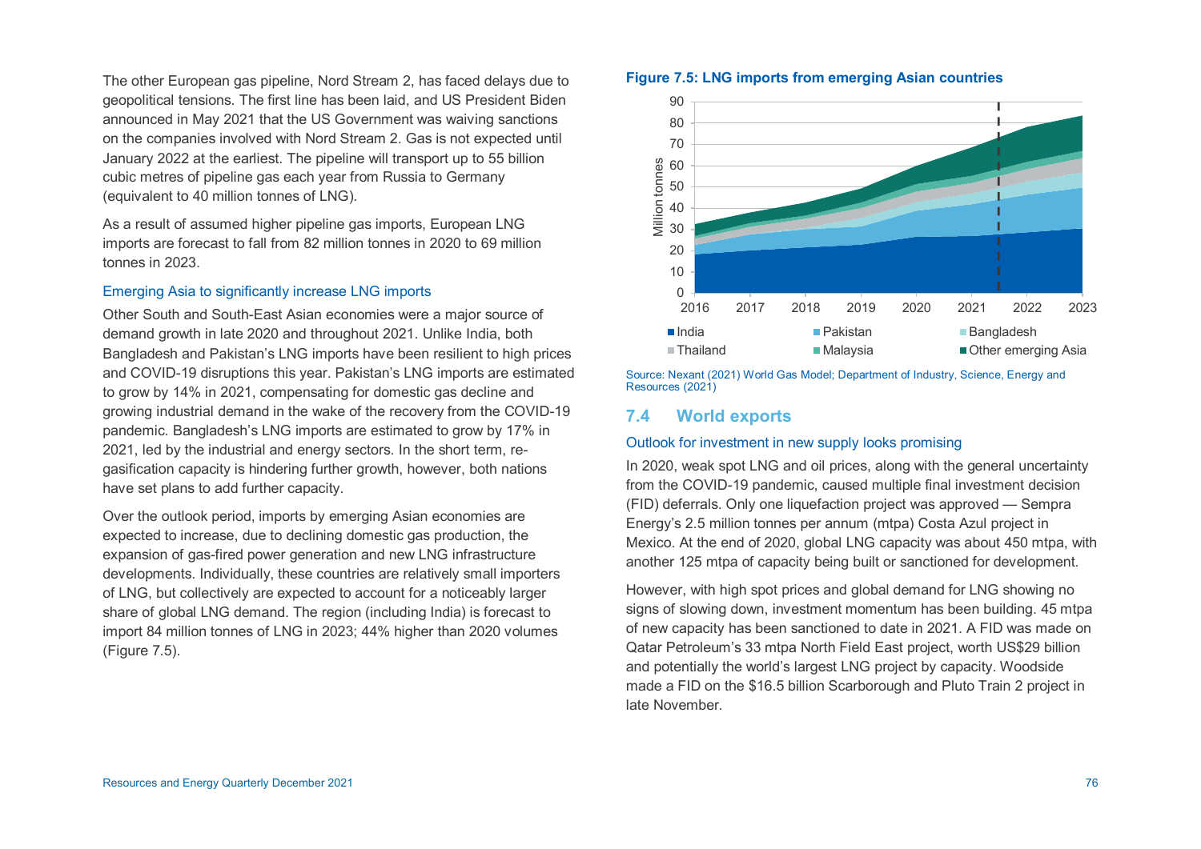The other European gas pipeline, Nord Stream 2, has faced delays due to geopolitical tensions. The first line has been laid, and US President Biden announced in May 2021 that the US Government was waiving sanctions on the companies involved with Nord Stream 2. Gas is not expected until January 2022 at the earliest. The pipeline will transport up to 55 billion cubic metres of pipeline gas each year from Russia to Germany (equivalent to 40 million tonnes of LNG).

As a result of assumed higher pipeline gas imports, European LNG imports are forecast to fall from 82 million tonnes in 2020 to 69 million tonnes in 2023.

### Emerging Asia to significantly increase LNG imports

Other South and South-East Asian economies were a major source of demand growth in late 2020 and throughout 2021. Unlike India, both Bangladesh and Pakistan's LNG imports have been resilient to high prices and COVID-19 disruptions this year. Pakistan's LNG imports are estimated to grow by 14% in 2021, compensating for domestic gas decline and growing industrial demand in the wake of the recovery from the COVID-19 pandemic. Bangladesh's LNG imports are estimated to grow by 17% in 2021, led by the industrial and energy sectors. In the short term, re-gasification capacity is hindering further growth, however, both nations have set plans to add further capacity.

Over the outlook period, imports by emerging Asian economies are expected to increase, due to declining domestic gas production, the expansion of gas-fired power generation and new LNG infrastructure developments. Individually, these countries are relatively small importers of LNG, but collectively are expected to account for a noticeably larger share of global LNG demand. The region (including India) is forecast to import 84 million tonnes of LNG in 2023; 44% higher than 2020 volumes (Figure 7.5).

**Figure 7.5: LNG imports from emerging Asian countries**

Source: Nexant (2021) World Gas Model; Department of Industry, Science, Energy and Resources (2021)

## 7.4 World exports

### Outlook for investment in new supply looks promising

In 2020, weak spot LNG and oil prices, along with the general uncertainty from the COVID-19 pandemic, caused multiple final investment decision (FID) deferrals. Only one liquefaction project was approved — Sempra Energy's 2.5 million tonnes per annum (mtpa) Costa Azul project in Mexico. At the end of 2020, global LNG capacity was about 450 mtpa, with another 125 mtpa of capacity being built or sanctioned for development.

However, with high spot prices and global demand for LNG showing no signs of slowing down, investment momentum has been building. 45 mtpa of new capacity has been sanctioned to date in 2021. A FID was made on Qatar Petroleum's 33 mtpa North Field East project, worth US$29 billion and potentially the world's largest LNG project by capacity. Woodside made a FID on the $16.5 billion Scarborough and Pluto Train 2 project in late November.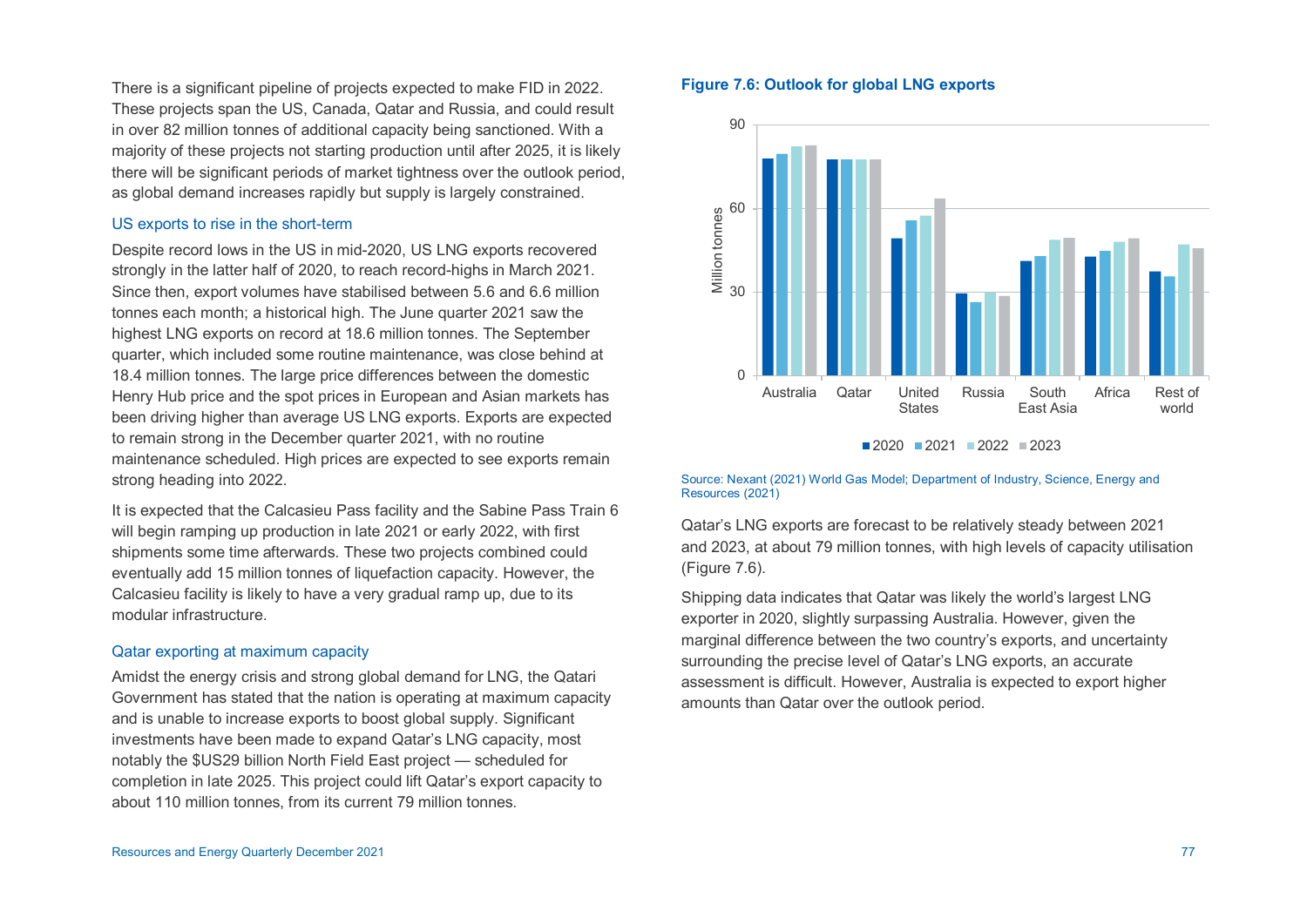There is a significant pipeline of projects expected to make FID in 2022. These projects span the US, Canada, Qatar and Russia, and could result in over 82 million tonnes of additional capacity being sanctioned. With a majority of these projects not starting production until after 2025, it is likely there will be significant periods of market tightness over the outlook period, as global demand increases rapidly but supply is largely constrained.

### US exports to rise in the short-term

Despite record lows in the US in mid-2020, US LNG exports recovered strongly in the latter half of 2020, to reach record-highs in March 2021. Since then, export volumes have stabilised between 5.6 and 6.6 million tonnes each month; a historical high. The June quarter 2021 saw the highest LNG exports on record at 18.6 million tonnes. The September quarter, which included some routine maintenance, was close behind at 18.4 million tonnes. The large price differences between the domestic Henry Hub price and the spot prices in European and Asian markets has been driving higher than average US LNG exports. Exports are expected to remain strong in the December quarter 2021, with no routine maintenance scheduled. High prices are expected to see exports remain strong heading into 2022.

It is expected that the Calcasieu Pass facility and the Sabine Pass Train 6 will begin ramping up production in late 2021 or early 2022, with first shipments some time afterwards. These two projects combined could eventually add 15 million tonnes of liquefaction capacity. However, the Calcasieu facility is likely to have a very gradual ramp up, due to its modular infrastructure.

### Qatar exporting at maximum capacity

Amidst the energy crisis and strong global demand for LNG, the Qatari Government has stated that the nation is operating at maximum capacity and is unable to increase exports to boost global supply. Significant investments have been made to expand Qatar's LNG capacity, most notably the $US29 billion North Field East project — scheduled for completion in late 2025. This project could lift Qatar's export capacity to about 110 million tonnes, from its current 79 million tonnes.

**Figure 7.6: Outlook for global LNG exports**

Source: Nexant (2021) World Gas Model; Department of Industry, Science, Energy and Resources (2021)

Qatar's LNG exports are forecast to be relatively steady between 2021 and 2023, at about 79 million tonnes, with high levels of capacity utilisation (Figure 7.6).

Shipping data indicates that Qatar was likely the world's largest LNG exporter in 2020, slightly surpassing Australia. However, given the marginal difference between the two country's exports, and uncertainty surrounding the precise level of Qatar's LNG exports, an accurate assessment is difficult. However, Australia is expected to export higher amounts than Qatar over the outlook period.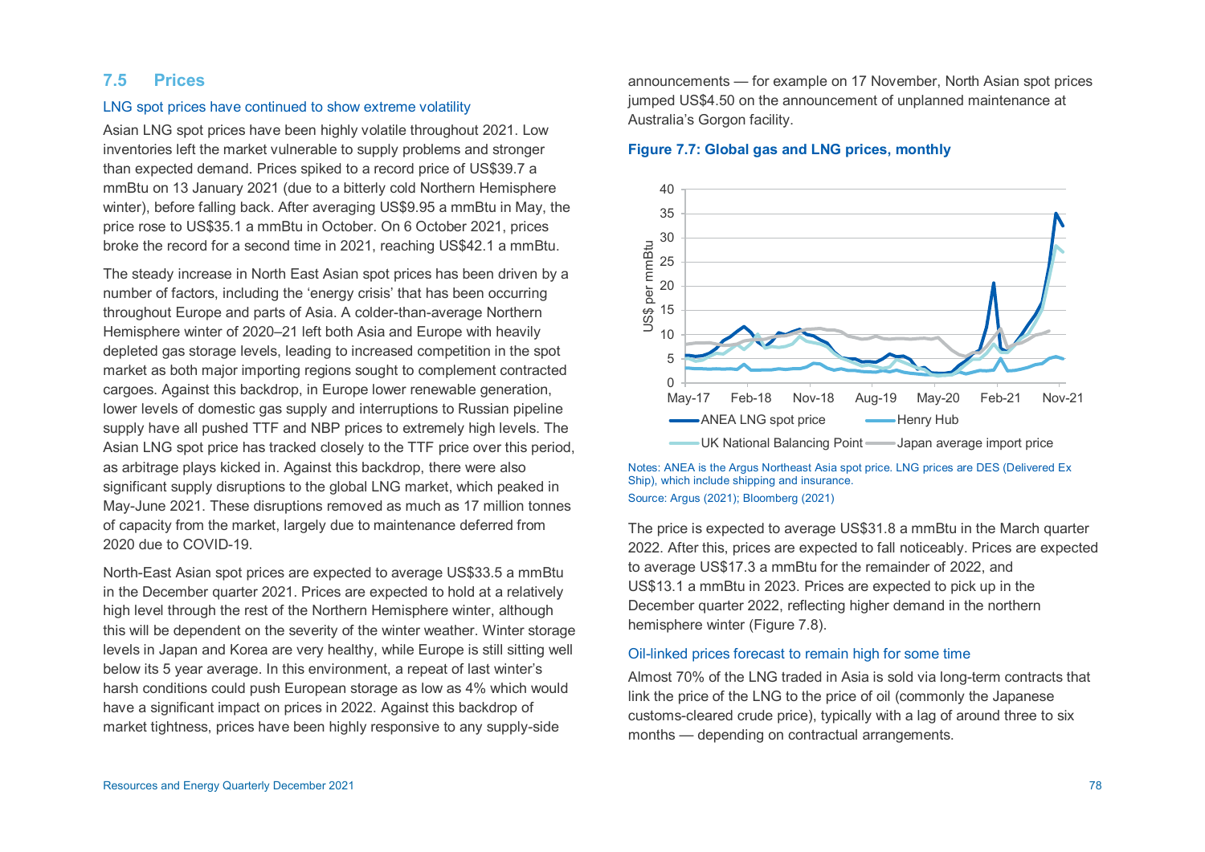## 7.5 Prices

### LNG spot prices have continued to show extreme volatility

Asian LNG spot prices have been highly volatile throughout 2021. Low inventories left the market vulnerable to supply problems and stronger than expected demand. Prices spiked to a record price of US$39.7 a mmBtu on 13 January 2021 (due to a bitterly cold Northern Hemisphere winter), before falling back. After averaging US$9.95 a mmBtu in May, the price rose to US$35.1 a mmBtu in October. On 6 October 2021, prices broke the record for a second time in 2021, reaching US$42.1 a mmBtu.

The steady increase in North East Asian spot prices has been driven by a number of factors, including the 'energy crisis' that has been occurring throughout Europe and parts of Asia. A colder-than-average Northern Hemisphere winter of 2020–21 left both Asia and Europe with heavily depleted gas storage levels, leading to increased competition in the spot market as both major importing regions sought to complement contracted cargoes. Against this backdrop, in Europe lower renewable generation, lower levels of domestic gas supply and interruptions to Russian pipeline supply have all pushed TTF and NBP prices to extremely high levels. The Asian LNG spot price has tracked closely to the TTF price over this period, as arbitrage plays kicked in. Against this backdrop, there were also significant supply disruptions to the global LNG market, which peaked in May-June 2021. These disruptions removed as much as 17 million tonnes of capacity from the market, largely due to maintenance deferred from 2020 due to COVID-19.

North-East Asian spot prices are expected to average US$33.5 a mmBtu in the December quarter 2021. Prices are expected to hold at a relatively high level through the rest of the Northern Hemisphere winter, although this will be dependent on the severity of the winter weather. Winter storage levels in Japan and Korea are very healthy, while Europe is still sitting well below its 5 year average. In this environment, a repeat of last winter's harsh conditions could push European storage as low as 4% which would have a significant impact on prices in 2022. Against this backdrop of market tightness, prices have been highly responsive to any supply-side announcements — for example on 17 November, North Asian spot prices jumped US$4.50 on the announcement of unplanned maintenance at Australia's Gorgon facility.

**Figure 7.7: Global gas and LNG prices, monthly**

Notes: ANEA is the Argus Northeast Asia spot price. LNG prices are DES (Delivered Ex Ship), which include shipping and insurance.
Source: Argus (2021); Bloomberg (2021)

The price is expected to average US$31.8 a mmBtu in the March quarter 2022. After this, prices are expected to fall noticeably. Prices are expected to average US$17.3 a mmBtu for the remainder of 2022, and US$13.1 a mmBtu in 2023. Prices are expected to pick up in the December quarter 2022, reflecting higher demand in the northern hemisphere winter (Figure 7.8).

### Oil-linked prices forecast to remain high for some time

Almost 70% of the LNG traded in Asia is sold via long-term contracts that link the price of the LNG to the price of oil (commonly the Japanese customs-cleared crude price), typically with a lag of around three to six months — depending on contractual arrangements.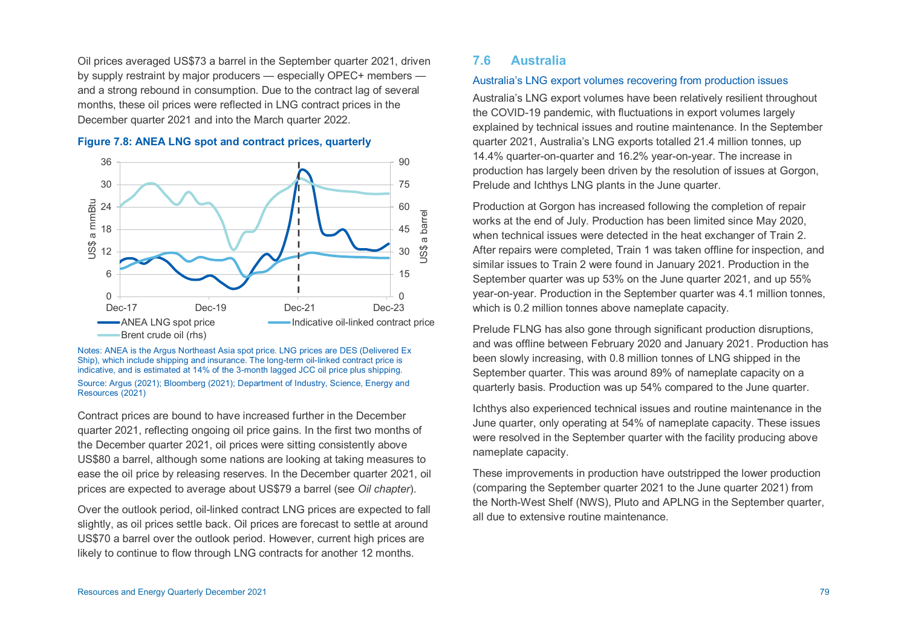Oil prices averaged US$73 a barrel in the September quarter 2021, driven by supply restraint by major producers — especially OPEC+ members — and a strong rebound in consumption. Due to the contract lag of several months, these oil prices were reflected in LNG contract prices in the December quarter 2021 and into the March quarter 2022.

**Figure 7.8: ANEA LNG spot and contract prices, quarterly**

Notes: ANEA is the Argus Northeast Asia spot price. LNG prices are DES (Delivered Ex Ship), which include shipping and insurance. The long-term oil-linked contract price is indicative, and is estimated at 14% of the 3-month lagged JCC oil price plus shipping.

Source: Argus (2021); Bloomberg (2021); Department of Industry, Science, Energy and Resources (2021)

Contract prices are bound to have increased further in the December quarter 2021, reflecting ongoing oil price gains. In the first two months of the December quarter 2021, oil prices were sitting consistently above US$80 a barrel, although some nations are looking at taking measures to ease the oil price by releasing reserves. In the December quarter 2021, oil prices are expected to average about US$79 a barrel (see *Oil chapter*).

Over the outlook period, oil-linked contract LNG prices are expected to fall slightly, as oil prices settle back. Oil prices are forecast to settle at around US$70 a barrel over the outlook period. However, current high prices are likely to continue to flow through LNG contracts for another 12 months.

## 7.6 Australia

### Australia's LNG export volumes recovering from production issues

Australia's LNG export volumes have been relatively resilient throughout the COVID-19 pandemic, with fluctuations in export volumes largely explained by technical issues and routine maintenance. In the September quarter 2021, Australia's LNG exports totalled 21.4 million tonnes, up 14.4% quarter-on-quarter and 16.2% year-on-year. The increase in production has largely been driven by the resolution of issues at Gorgon, Prelude and Ichthys LNG plants in the June quarter.

Production at Gorgon has increased following the completion of repair works at the end of July. Production has been limited since May 2020, when technical issues were detected in the heat exchanger of Train 2. After repairs were completed, Train 1 was taken offline for inspection, and similar issues to Train 2 were found in January 2021. Production in the September quarter was up 53% on the June quarter 2021, and up 55% year-on-year. Production in the September quarter was 4.1 million tonnes, which is 0.2 million tonnes above nameplate capacity.

Prelude FLNG has also gone through significant production disruptions, and was offline between February 2020 and January 2021. Production has been slowly increasing, with 0.8 million tonnes of LNG shipped in the September quarter. This was around 89% of nameplate capacity on a quarterly basis. Production was up 54% compared to the June quarter.

Ichthys also experienced technical issues and routine maintenance in the June quarter, only operating at 54% of nameplate capacity. These issues were resolved in the September quarter with the facility producing above nameplate capacity.

These improvements in production have outstripped the lower production (comparing the September quarter 2021 to the June quarter 2021) from the North-West Shelf (NWS), Pluto and APLNG in the September quarter, all due to extensive routine maintenance.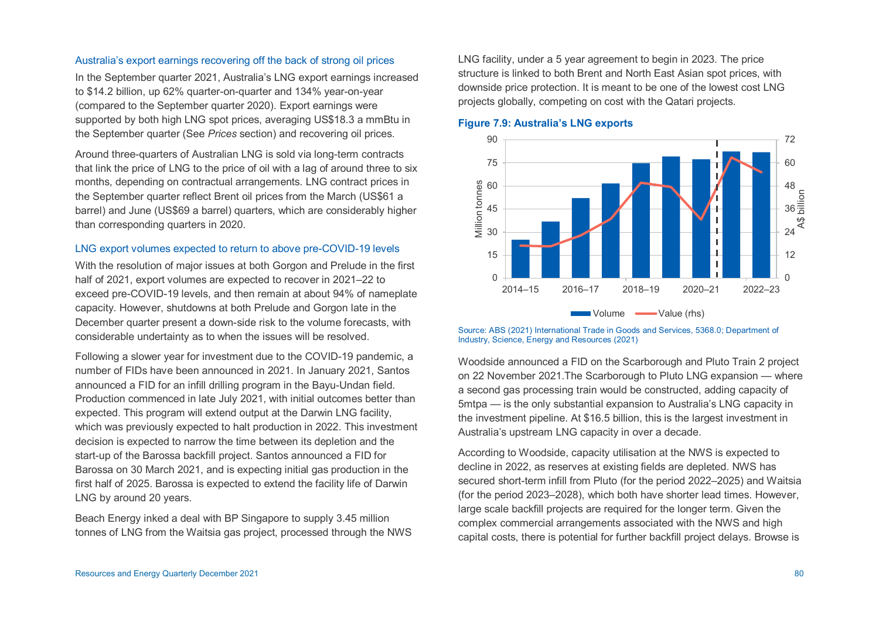### Australia's export earnings recovering off the back of strong oil prices

In the September quarter 2021, Australia's LNG export earnings increased to $14.2 billion, up 62% quarter-on-quarter and 134% year-on-year (compared to the September quarter 2020). Export earnings were supported by both high LNG spot prices, averaging US$18.3 a mmBtu in the September quarter (See *Prices* section) and recovering oil prices.

Around three-quarters of Australian LNG is sold via long-term contracts that link the price of LNG to the price of oil with a lag of around three to six months, depending on contractual arrangements. LNG contract prices in the September quarter reflect Brent oil prices from the March (US$61 a barrel) and June (US$69 a barrel) quarters, which are considerably higher than corresponding quarters in 2020.

### LNG export volumes expected to return to above pre-COVID-19 levels

With the resolution of major issues at both Gorgon and Prelude in the first half of 2021, export volumes are expected to recover in 2021–22 to exceed pre-COVID-19 levels, and then remain at about 94% of nameplate capacity. However, shutdowns at both Prelude and Gorgon late in the December quarter present a down-side risk to the volume forecasts, with considerable undertainty as to when the issues will be resolved.

Following a slower year for investment due to the COVID-19 pandemic, a number of FIDs have been announced in 2021. In January 2021, Santos announced a FID for an infill drilling program in the Bayu-Undan field. Production commenced in late July 2021, with initial outcomes better than expected. This program will extend output at the Darwin LNG facility, which was previously expected to halt production in 2022. This investment decision is expected to narrow the time between its depletion and the start-up of the Barossa backfill project. Santos announced a FID for Barossa on 30 March 2021, and is expecting initial gas production in the first half of 2025. Barossa is expected to extend the facility life of Darwin LNG by around 20 years.

Beach Energy inked a deal with BP Singapore to supply 3.45 million tonnes of LNG from the Waitsia gas project, processed through the NWS LNG facility, under a 5 year agreement to begin in 2023. The price structure is linked to both Brent and North East Asian spot prices, with downside price protection. It is meant to be one of the lowest cost LNG projects globally, competing on cost with the Qatari projects.

**Figure 7.9: Australia's LNG exports**

Source: ABS (2021) International Trade in Goods and Services, 5368.0; Department of Industry, Science, Energy and Resources (2021)

Woodside announced a FID on the Scarborough and Pluto Train 2 project on 22 November 2021.The Scarborough to Pluto LNG expansion — where a second gas processing train would be constructed, adding capacity of 5mtpa — is the only substantial expansion to Australia's LNG capacity in the investment pipeline. At $16.5 billion, this is the largest investment in Australia's upstream LNG capacity in over a decade.

According to Woodside, capacity utilisation at the NWS is expected to decline in 2022, as reserves at existing fields are depleted. NWS has secured short-term infill from Pluto (for the period 2022–2025) and Waitsia (for the period 2023–2028), which both have shorter lead times. However, large scale backfill projects are required for the longer term. Given the complex commercial arrangements associated with the NWS and high capital costs, there is potential for further backfill project delays. Browse is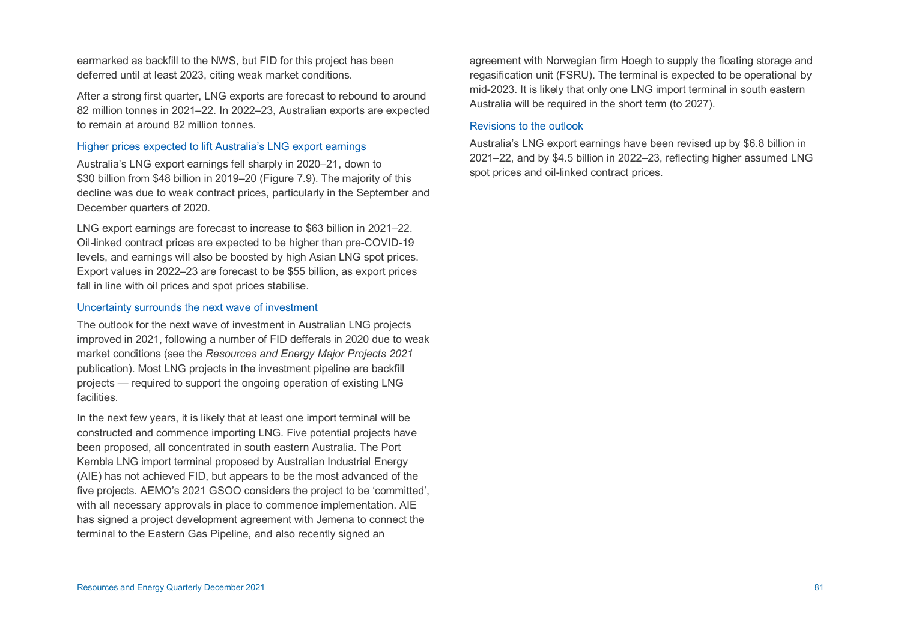earmarked as backfill to the NWS, but FID for this project has been deferred until at least 2023, citing weak market conditions.

After a strong first quarter, LNG exports are forecast to rebound to around 82 million tonnes in 2021–22. In 2022–23, Australian exports are expected to remain at around 82 million tonnes.

### Higher prices expected to lift Australia's LNG export earnings

Australia's LNG export earnings fell sharply in 2020–21, down to $30 billion from $48 billion in 2019–20 (Figure 7.9). The majority of this decline was due to weak contract prices, particularly in the September and December quarters of 2020.

LNG export earnings are forecast to increase to $63 billion in 2021–22. Oil-linked contract prices are expected to be higher than pre-COVID-19 levels, and earnings will also be boosted by high Asian LNG spot prices. Export values in 2022–23 are forecast to be $55 billion, as export prices fall in line with oil prices and spot prices stabilise.

### Uncertainty surrounds the next wave of investment

The outlook for the next wave of investment in Australian LNG projects improved in 2021, following a number of FID defferals in 2020 due to weak market conditions (see the *Resources and Energy Major Projects 2021* publication). Most LNG projects in the investment pipeline are backfill projects — required to support the ongoing operation of existing LNG facilities.

In the next few years, it is likely that at least one import terminal will be constructed and commence importing LNG. Five potential projects have been proposed, all concentrated in south eastern Australia. The Port Kembla LNG import terminal proposed by Australian Industrial Energy (AIE) has not achieved FID, but appears to be the most advanced of the five projects. AEMO's 2021 GSOO considers the project to be 'committed', with all necessary approvals in place to commence implementation. AIE has signed a project development agreement with Jemena to connect the terminal to the Eastern Gas Pipeline, and also recently signed an agreement with Norwegian firm Hoegh to supply the floating storage and regasification unit (FSRU). The terminal is expected to be operational by mid-2023. It is likely that only one LNG import terminal in south eastern Australia will be required in the short term (to 2027).

### Revisions to the outlook

Australia's LNG export earnings have been revised up by $6.8 billion in 2021–22, and by $4.5 billion in 2022–23, reflecting higher assumed LNG spot prices and oil-linked contract prices.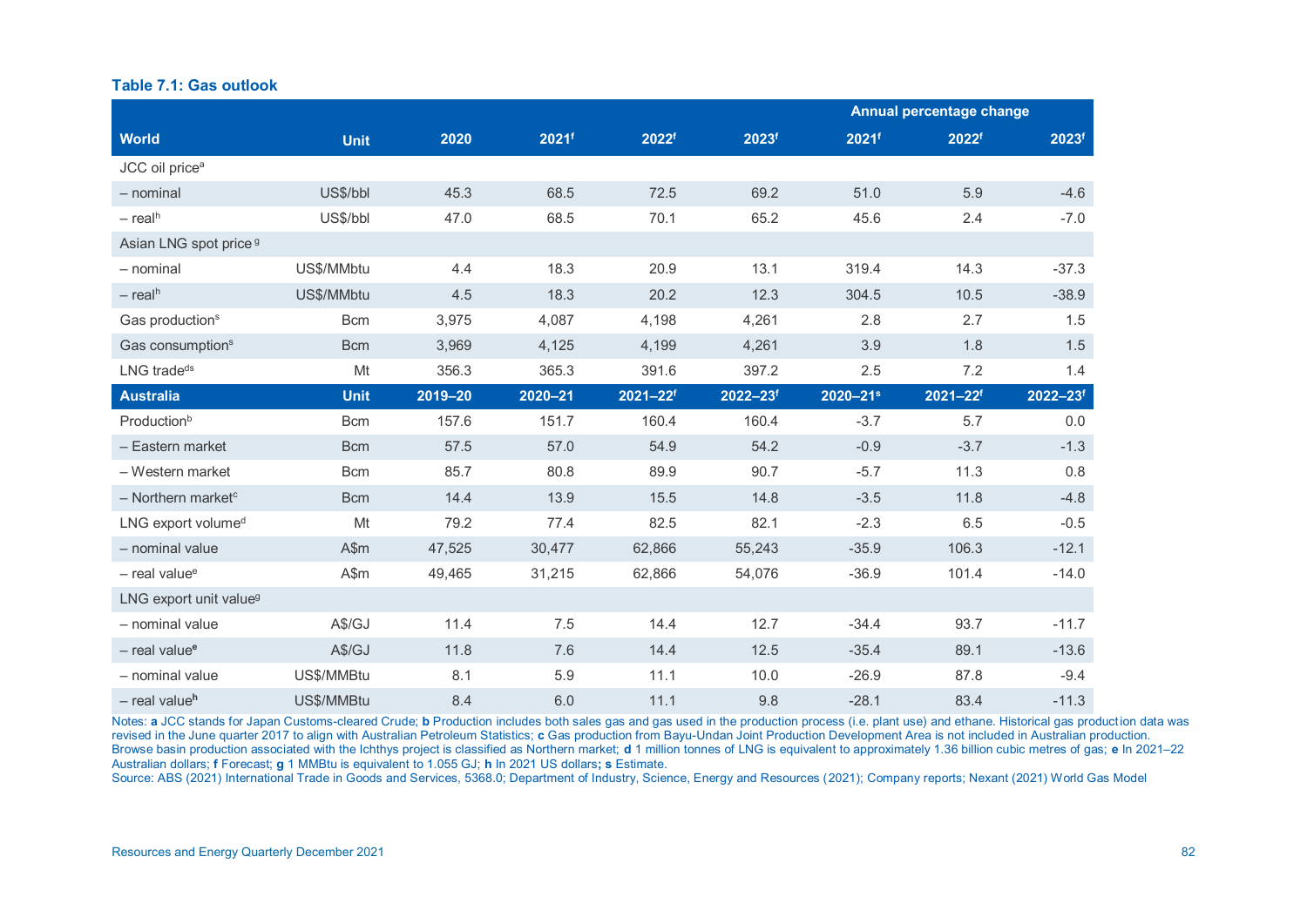### Table 7.1: Gas outlook

| | | | | | | Annual percentage change | | |
|---|---|---|---|---|---|---|---|---|
| **World** | **Unit** | **2020** | **2021[f]** | **2022[f]** | **2023[f]** | **2021[f]** | **2022[f]** | **2023[f]** |
| JCC oil price[a] | | | | | | | | |
| – nominal | US$/bbl | 45.3 | 68.5 | 72.5 | 69.2 | 51.0 | 5.9 | -4.6 |
| – real[h] | US$/bbl | 47.0 | 68.5 | 70.1 | 65.2 | 45.6 | 2.4 | -7.0 |
| Asian LNG spot price[g] | | | | | | | | |
| – nominal | US$/MMbtu | 4.4 | 18.3 | 20.9 | 13.1 | 319.4 | 14.3 | -37.3 |
| – real[h] | US$/MMbtu | 4.5 | 18.3 | 20.2 | 12.3 | 304.5 | 10.5 | -38.9 |
| Gas production[s] | Bcm | 3,975 | 4,087 | 4,198 | 4,261 | 2.8 | 2.7 | 1.5 |
| Gas consumption[s] | Bcm | 3,969 | 4,125 | 4,199 | 4,261 | 3.9 | 1.8 | 1.5 |
| LNG trade[ds] | Mt | 356.3 | 365.3 | 391.6 | 397.2 | 2.5 | 7.2 | 1.4 |
| **Australia** | **Unit** | **2019–20** | **2020–21** | **2021–22[f]** | **2022–23[f]** | **2020–21[s]** | **2021–22[f]** | **2022–23[f]** |
| Production[b] | Bcm | 157.6 | 151.7 | 160.4 | 160.4 | -3.7 | 5.7 | 0.0 |
| – Eastern market | Bcm | 57.5 | 57.0 | 54.9 | 54.2 | -0.9 | -3.7 | -1.3 |
| – Western market | Bcm | 85.7 | 80.8 | 89.9 | 90.7 | -5.7 | 11.3 | 0.8 |
| – Northern market[c] | Bcm | 14.4 | 13.9 | 15.5 | 14.8 | -3.5 | 11.8 | -4.8 |
| LNG export volume[d] | Mt | 79.2 | 77.4 | 82.5 | 82.1 | -2.3 | 6.5 | -0.5 |
| – nominal value | A$m | 47,525 | 30,477 | 62,866 | 55,243 | -35.9 | 106.3 | -12.1 |
| – real value[e] | A$m | 49,465 | 31,215 | 62,866 | 54,076 | -36.9 | 101.4 | -14.0 |
| LNG export unit value[g] | | | | | | | | |
| – nominal value | A$/GJ | 11.4 | 7.5 | 14.4 | 12.7 | -34.4 | 93.7 | -11.7 |
| – real value[e] | A$/GJ | 11.8 | 7.6 | 14.4 | 12.5 | -35.4 | 89.1 | -13.6 |
| – nominal value | US$/MMBtu | 8.1 | 5.9 | 11.1 | 10.0 | -26.9 | 87.8 | -9.4 |
| – real value[h] | US$/MMBtu | 8.4 | 6.0 | 11.1 | 9.8 | -28.1 | 83.4 | -11.3 |

Notes: **a** JCC stands for Japan Customs-cleared Crude; **b** Production includes both sales gas and gas used in the production process (i.e. plant use) and ethane. Historical gas production data was revised in the June quarter 2017 to align with Australian Petroleum Statistics; **c** Gas production from Bayu-Undan Joint Production Development Area is not included in Australian production. Browse basin production associated with the Ichthys project is classified as Northern market; **d** 1 million tonnes of LNG is equivalent to approximately 1.36 billion cubic metres of gas; **e** In 2021–22 Australian dollars; **f** Forecast; **g** 1 MMBtu is equivalent to 1.055 GJ; **h** In 2021 US dollars; **s** Estimate.
Source: ABS (2021) International Trade in Goods and Services, 5368.0; Department of Industry, Science, Energy and Resources (2021); Company reports; Nexant (2021) World Gas Model